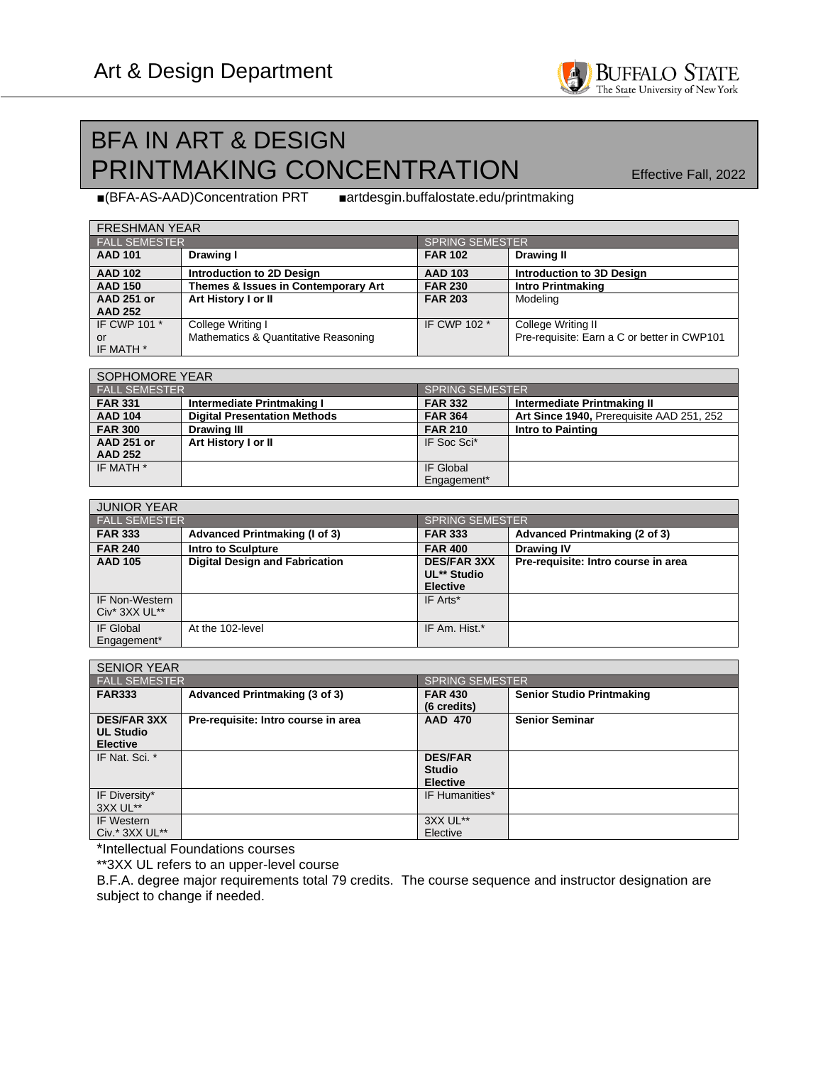Art & Design Department

# BFA IN ART & DESIGN
# PRINTMAKING CONCENTRATION

Effective Fall, 2022

■(BFA-AS-AAD)Concentration PRT ■artdesgin.buffalostate.edu/printmaking

| FRESHMAN YEAR | | | |
|---|---|---|---|
| FALL SEMESTER | | SPRING SEMESTER | |
| **AAD 101** | **Drawing I** | **FAR 102** | **Drawing II** |
| **AAD 102** | **Introduction to 2D Design** | **AAD 103** | **Introduction to 3D Design** |
| **AAD 150** | **Themes & Issues in Contemporary Art** | **FAR 230** | **Intro Printmaking** |
| **AAD 251 or AAD 252** | **Art History I or II** | **FAR 203** | Modeling |
| IF CWP 101 * or IF MATH * | College Writing I<br>Mathematics & Quantitative Reasoning | IF CWP 102 * | College Writing II<br>Pre-requisite: Earn a C or better in CWP101 |

| SOPHOMORE YEAR | | | |
|---|---|---|---|
| FALL SEMESTER | | SPRING SEMESTER | |
| **FAR 331** | **Intermediate Printmaking I** | **FAR 332** | **Intermediate Printmaking II** |
| **AAD 104** | **Digital Presentation Methods** | **FAR 364** | **Art Since 1940,** Prerequisite AAD 251, 252 |
| **FAR 300** | **Drawing III** | **FAR 210** | **Intro to Painting** |
| **AAD 251 or AAD 252** | **Art History I or II** | IF Soc Sci* | |
| IF MATH * | | IF Global Engagement* | |

| JUNIOR YEAR | | | |
|---|---|---|---|
| FALL SEMESTER | | SPRING SEMESTER | |
| **FAR 333** | **Advanced Printmaking (I of 3)** | **FAR 333** | **Advanced Printmaking (2 of 3)** |
| **FAR 240** | **Intro to Sculpture** | **FAR 400** | **Drawing IV** |
| **AAD 105** | **Digital Design and Fabrication** | **DES/FAR 3XX UL** Studio Elective** | **Pre-requisite: Intro course in area** |
| IF Non-Western Civ* 3XX UL** | | IF Arts* | |
| IF Global Engagement* | At the 102-level | IF Am. Hist.* | |

| SENIOR YEAR | | | |
|---|---|---|---|
| FALL SEMESTER | | SPRING SEMESTER | |
| **FAR333** | **Advanced Printmaking (3 of 3)** | **FAR 430 (6 credits)** | **Senior Studio Printmaking** |
| **DES/FAR 3XX UL Studio Elective** | **Pre-requisite: Intro course in area** | **AAD 470** | **Senior Seminar** |
| IF Nat. Sci. * | | **DES/FAR Studio Elective** | |
| IF Diversity* 3XX UL** | | IF Humanities* | |
| IF Western Civ.* 3XX UL** | | 3XX UL** Elective | |

*Intellectual Foundations courses

**3XX UL refers to an upper-level course

B.F.A. degree major requirements total 79 credits. The course sequence and instructor designation are subject to change if needed.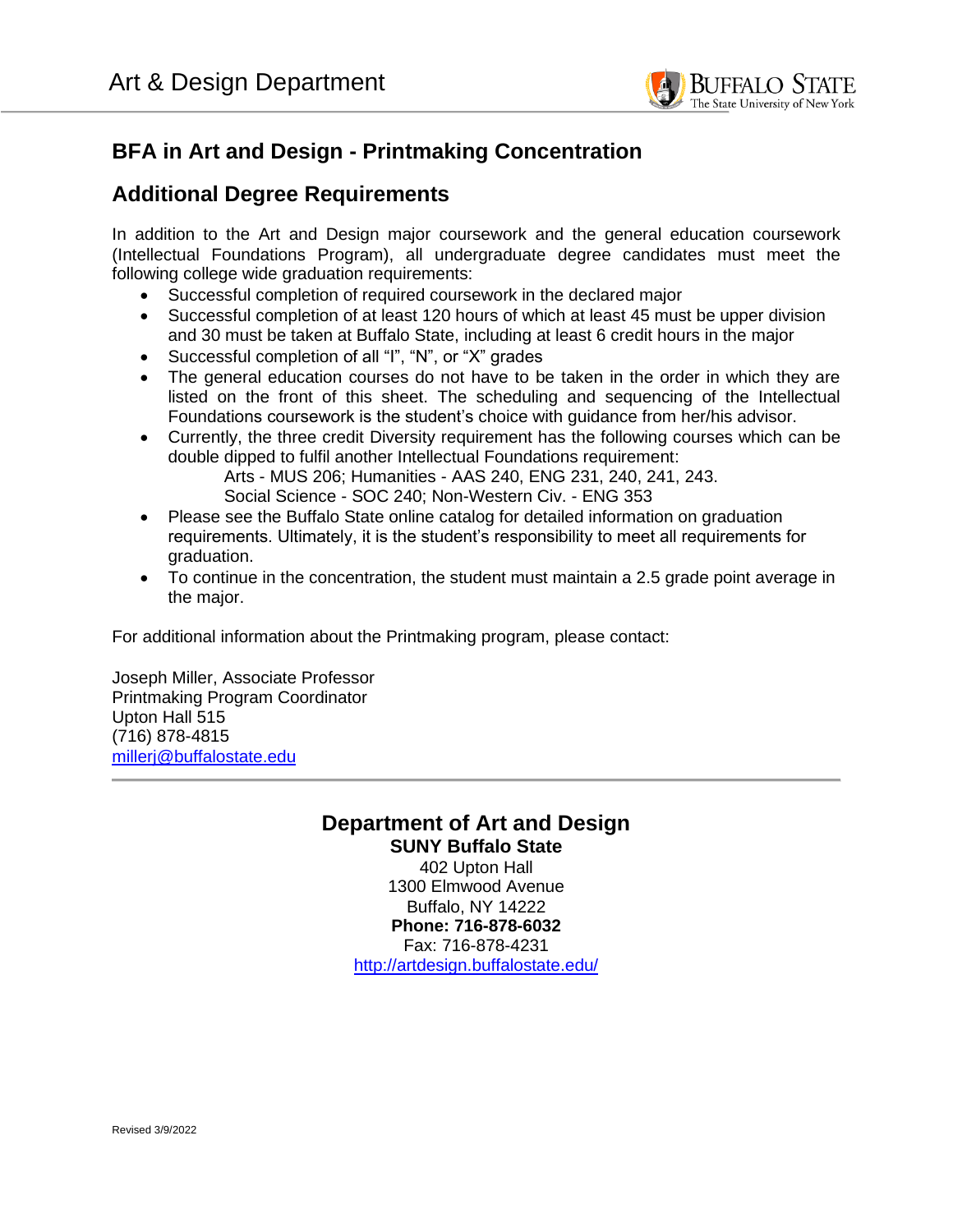## BFA in Art and Design - Printmaking Concentration

## Additional Degree Requirements

In addition to the Art and Design major coursework and the general education coursework (Intellectual Foundations Program), all undergraduate degree candidates must meet the following college wide graduation requirements:

- Successful completion of required coursework in the declared major
- Successful completion of at least 120 hours of which at least 45 must be upper division and 30 must be taken at Buffalo State, including at least 6 credit hours in the major
- Successful completion of all "I", "N", or "X" grades
- The general education courses do not have to be taken in the order in which they are listed on the front of this sheet. The scheduling and sequencing of the Intellectual Foundations coursework is the student's choice with guidance from her/his advisor.
- Currently, the three credit Diversity requirement has the following courses which can be double dipped to fulfil another Intellectual Foundations requirement:
  Arts - MUS 206; Humanities - AAS 240, ENG 231, 240, 241, 243.
  Social Science - SOC 240; Non-Western Civ. - ENG 353
- Please see the Buffalo State online catalog for detailed information on graduation requirements. Ultimately, it is the student's responsibility to meet all requirements for graduation.
- To continue in the concentration, the student must maintain a 2.5 grade point average in the major.

For additional information about the Printmaking program, please contact:

Joseph Miller, Associate Professor
Printmaking Program Coordinator
Upton Hall 515
(716) 878-4815
millerj@buffalostate.edu

---

**Department of Art and Design**
**SUNY Buffalo State**
402 Upton Hall
1300 Elmwood Avenue
Buffalo, NY 14222
**Phone: 716-878-6032**
Fax: 716-878-4231
http://artdesign.buffalostate.edu/

Revised 3/9/2022